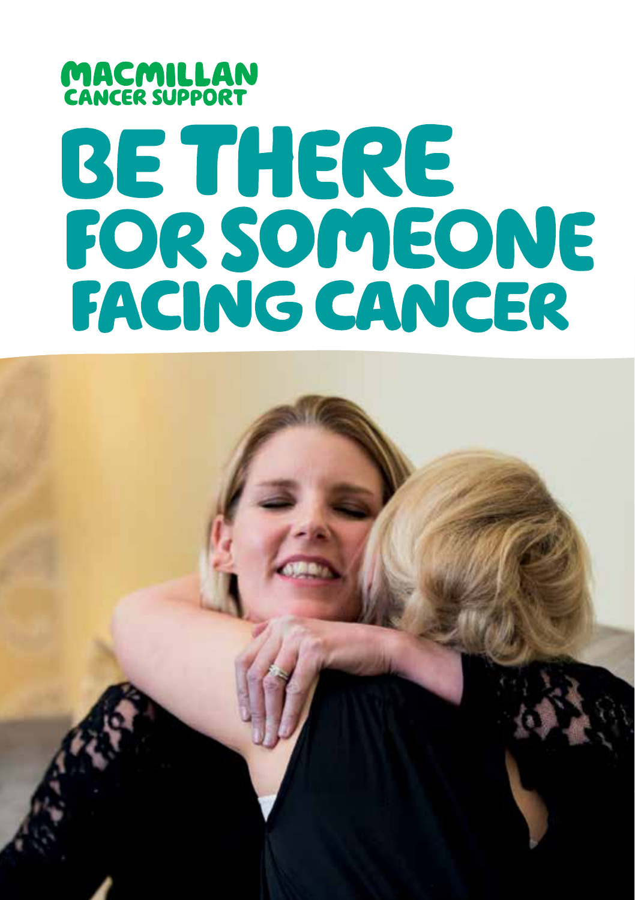MACMILLAN CANCER SUPPORT

# BE THERE FOR SOMEONE FACING CANCER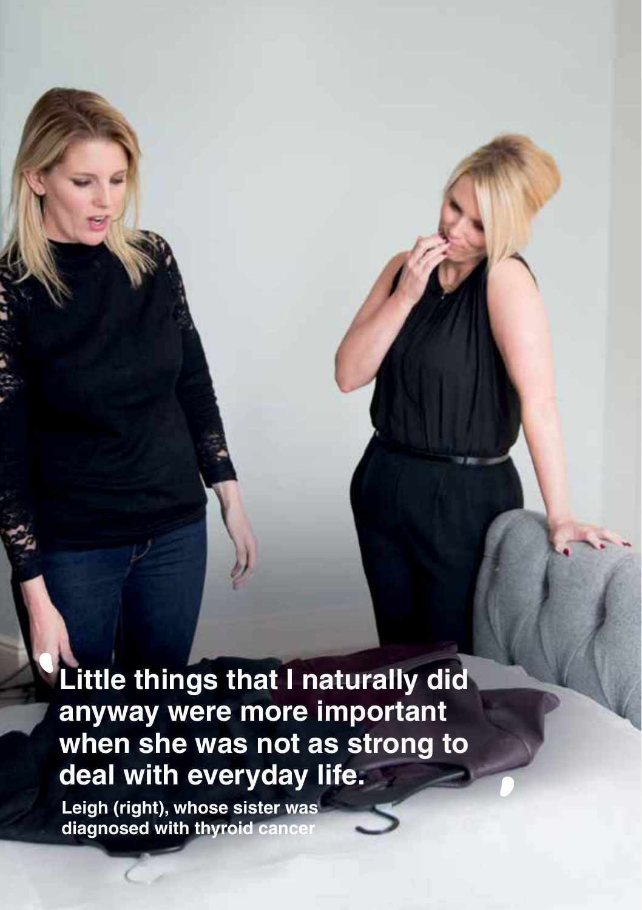**'Little things that I naturally did anyway were more important when she was not as strong to deal with everyday life.'**

Leigh (right), whose sister was diagnosed with thyroid cancer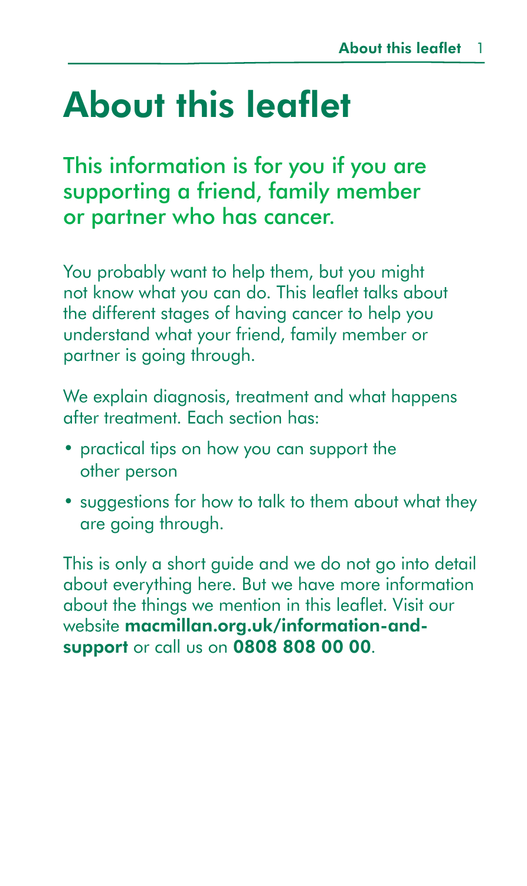# About this leaflet

## This information is for you if you are supporting a friend, family member or partner who has cancer.

You probably want to help them, but you might not know what you can do. This leaflet talks about the different stages of having cancer to help you understand what your friend, family member or partner is going through.

We explain diagnosis, treatment and what happens after treatment. Each section has:

- practical tips on how you can support the other person
- suggestions for how to talk to them about what they are going through.

This is only a short guide and we do not go into detail about everything here. But we have more information about the things we mention in this leaflet. Visit our website **macmillan.org.uk/information-and-support** or call us on **0808 808 00 00**.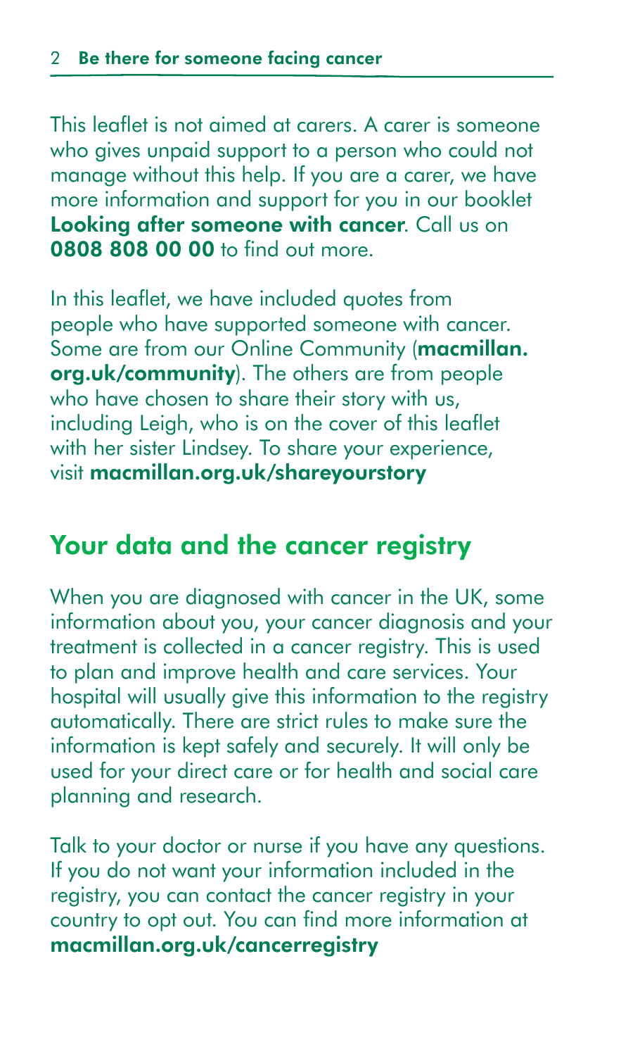This leaflet is not aimed at carers. A carer is someone who gives unpaid support to a person who could not manage without this help. If you are a carer, we have more information and support for you in our booklet **Looking after someone with cancer**. Call us on **0808 808 00 00** to find out more.

In this leaflet, we have included quotes from people who have supported someone with cancer. Some are from our Online Community (**macmillan.org.uk/community**). The others are from people who have chosen to share their story with us, including Leigh, who is on the cover of this leaflet with her sister Lindsey. To share your experience, visit **macmillan.org.uk/shareyourstory**

## Your data and the cancer registry

When you are diagnosed with cancer in the UK, some information about you, your cancer diagnosis and your treatment is collected in a cancer registry. This is used to plan and improve health and care services. Your hospital will usually give this information to the registry automatically. There are strict rules to make sure the information is kept safely and securely. It will only be used for your direct care or for health and social care planning and research.

Talk to your doctor or nurse if you have any questions. If you do not want your information included in the registry, you can contact the cancer registry in your country to opt out. You can find more information at **macmillan.org.uk/cancerregistry**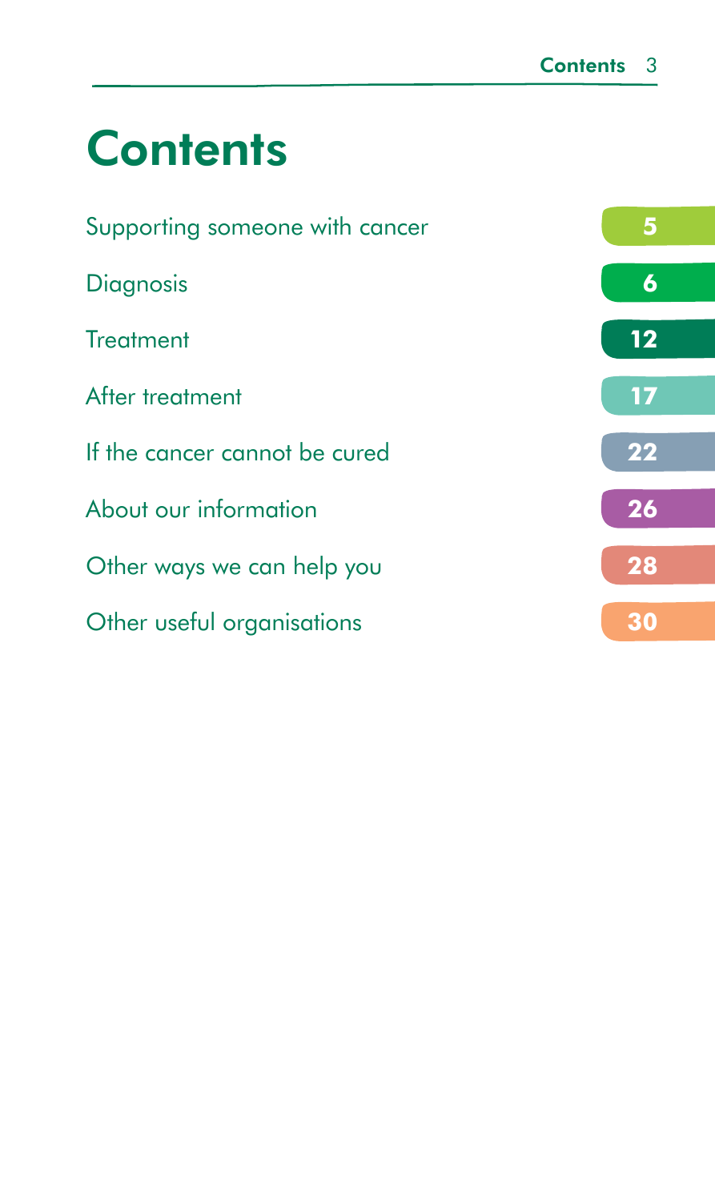# Contents

| | |
|---|---|
| Supporting someone with cancer | 5 |
| Diagnosis | 6 |
| Treatment | 12 |
| After treatment | 17 |
| If the cancer cannot be cured | 22 |
| About our information | 26 |
| Other ways we can help you | 28 |
| Other useful organisations | 30 |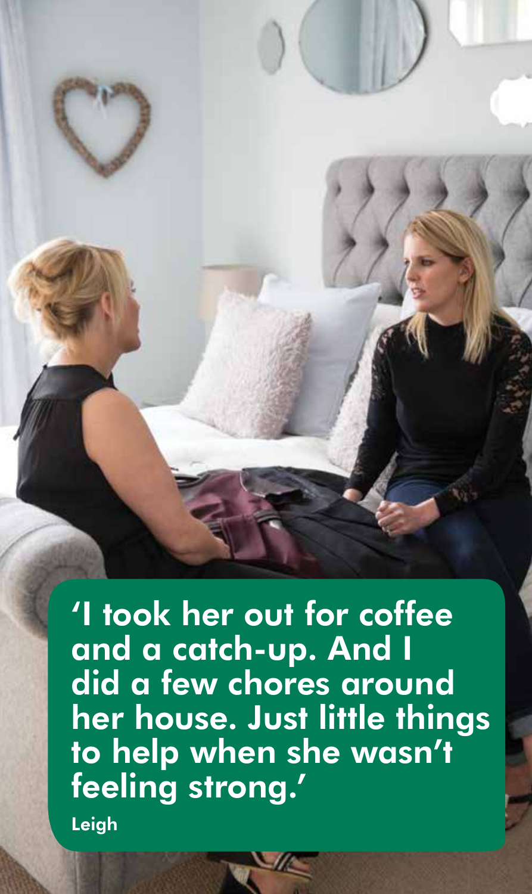**'I took her out for coffee and a catch-up. And I did a few chores around her house. Just little things to help when she wasn't feeling strong.'**

**Leigh**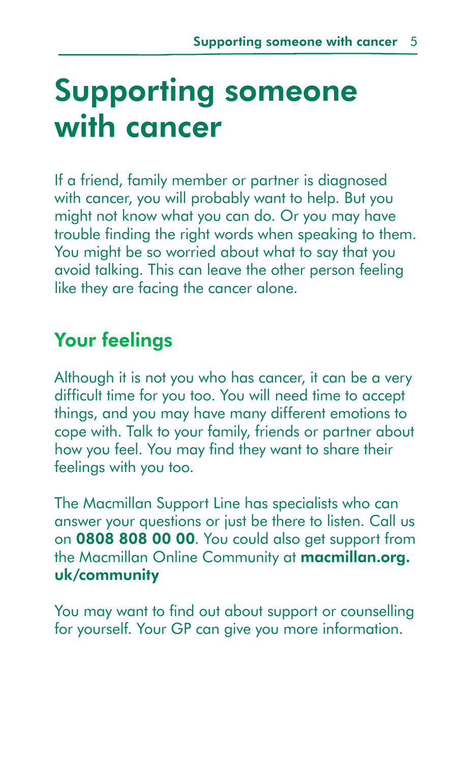# Supporting someone with cancer

If a friend, family member or partner is diagnosed with cancer, you will probably want to help. But you might not know what you can do. Or you may have trouble finding the right words when speaking to them. You might be so worried about what to say that you avoid talking. This can leave the other person feeling like they are facing the cancer alone.

## Your feelings

Although it is not you who has cancer, it can be a very difficult time for you too. You will need time to accept things, and you may have many different emotions to cope with. Talk to your family, friends or partner about how you feel. You may find they want to share their feelings with you too.

The Macmillan Support Line has specialists who can answer your questions or just be there to listen. Call us on **0808 808 00 00**. You could also get support from the Macmillan Online Community at **macmillan.org.uk/community**

You may want to find out about support or counselling for yourself. Your GP can give you more information.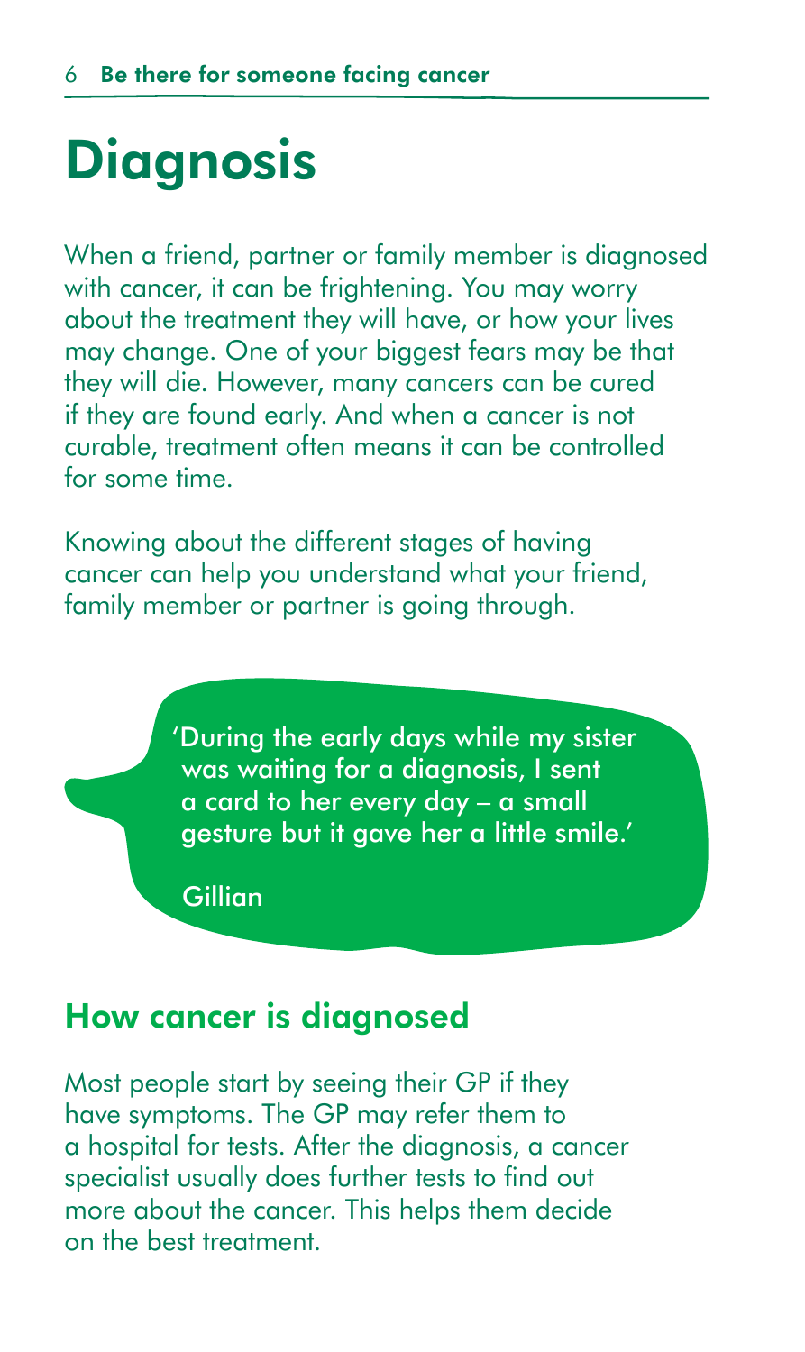# Diagnosis

When a friend, partner or family member is diagnosed with cancer, it can be frightening. You may worry about the treatment they will have, or how your lives may change. One of your biggest fears may be that they will die. However, many cancers can be cured if they are found early. And when a cancer is not curable, treatment often means it can be controlled for some time.

Knowing about the different stages of having cancer can help you understand what your friend, family member or partner is going through.

> 'During the early days while my sister was waiting for a diagnosis, I sent a card to her every day – a small gesture but it gave her a little smile.'
>
> Gillian

## How cancer is diagnosed

Most people start by seeing their GP if they have symptoms. The GP may refer them to a hospital for tests. After the diagnosis, a cancer specialist usually does further tests to find out more about the cancer. This helps them decide on the best treatment.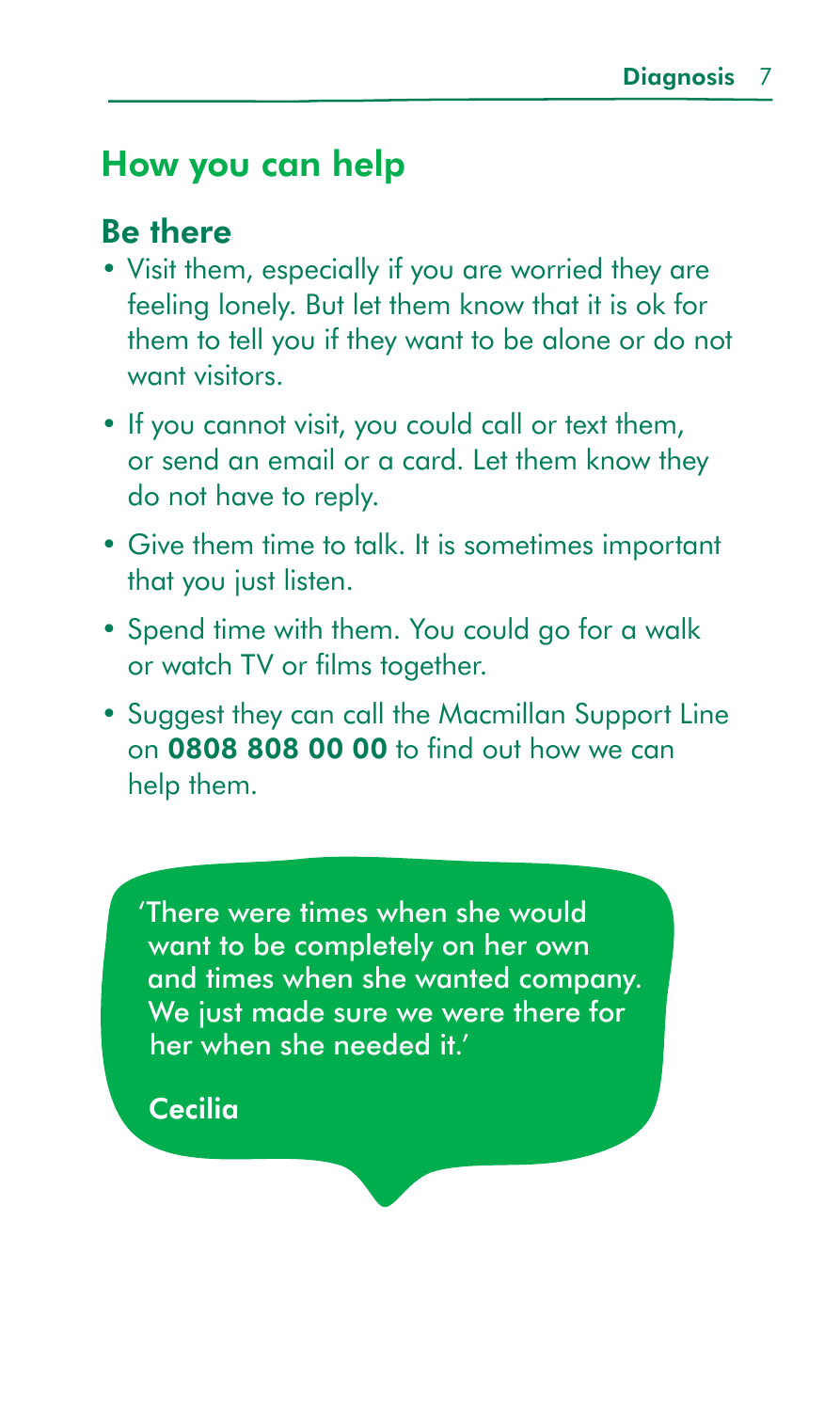## How you can help

### Be there

- Visit them, especially if you are worried they are feeling lonely. But let them know that it is ok for them to tell you if they want to be alone or do not want visitors.
- If you cannot visit, you could call or text them, or send an email or a card. Let them know they do not have to reply.
- Give them time to talk. It is sometimes important that you just listen.
- Spend time with them. You could go for a walk or watch TV or films together.
- Suggest they can call the Macmillan Support Line on **0808 808 00 00** to find out how we can help them.

'There were times when she would want to be completely on her own and times when she wanted company. We just made sure we were there for her when she needed it.'

**Cecilia**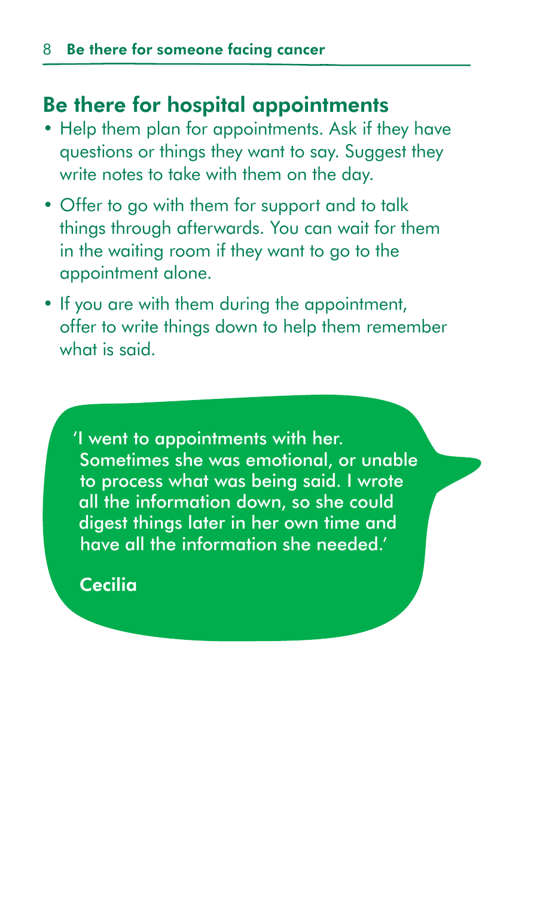## Be there for hospital appointments

- Help them plan for appointments. Ask if they have questions or things they want to say. Suggest they write notes to take with them on the day.
- Offer to go with them for support and to talk things through afterwards. You can wait for them in the waiting room if they want to go to the appointment alone.
- If you are with them during the appointment, offer to write things down to help them remember what is said.

> 'I went to appointments with her. Sometimes she was emotional, or unable to process what was being said. I wrote all the information down, so she could digest things later in her own time and have all the information she needed.'
>
> **Cecilia**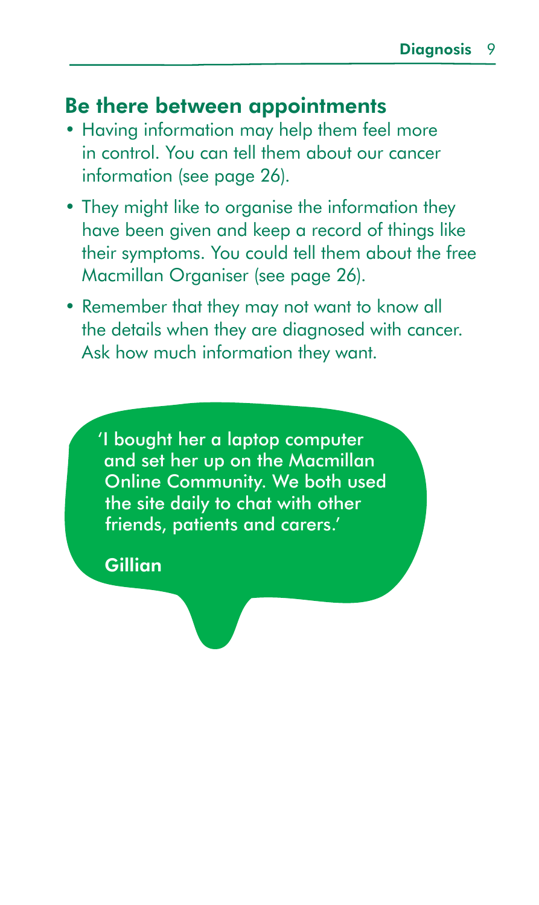## Be there between appointments

- Having information may help them feel more in control. You can tell them about our cancer information (see page 26).
- They might like to organise the information they have been given and keep a record of things like their symptoms. You could tell them about the free Macmillan Organiser (see page 26).
- Remember that they may not want to know all the details when they are diagnosed with cancer. Ask how much information they want.

> 'I bought her a laptop computer and set her up on the Macmillan Online Community. We both used the site daily to chat with other friends, patients and carers.'
>
> **Gillian**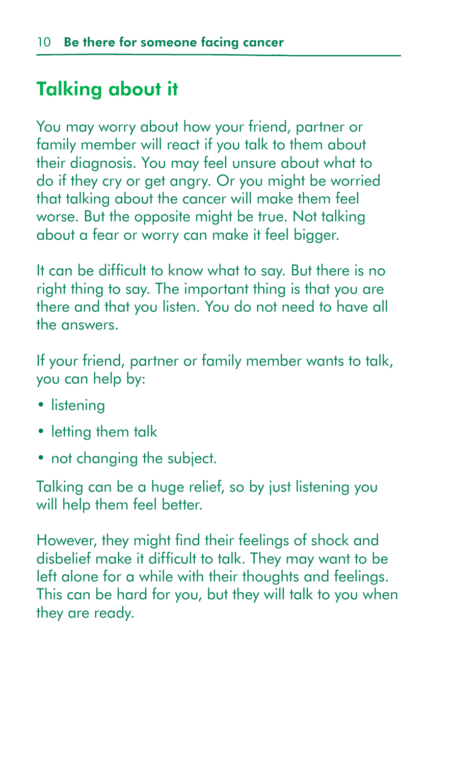## Talking about it

You may worry about how your friend, partner or family member will react if you talk to them about their diagnosis. You may feel unsure about what to do if they cry or get angry. Or you might be worried that talking about the cancer will make them feel worse. But the opposite might be true. Not talking about a fear or worry can make it feel bigger.

It can be difficult to know what to say. But there is no right thing to say. The important thing is that you are there and that you listen. You do not need to have all the answers.

If your friend, partner or family member wants to talk, you can help by:

- listening
- letting them talk
- not changing the subject.

Talking can be a huge relief, so by just listening you will help them feel better.

However, they might find their feelings of shock and disbelief make it difficult to talk. They may want to be left alone for a while with their thoughts and feelings. This can be hard for you, but they will talk to you when they are ready.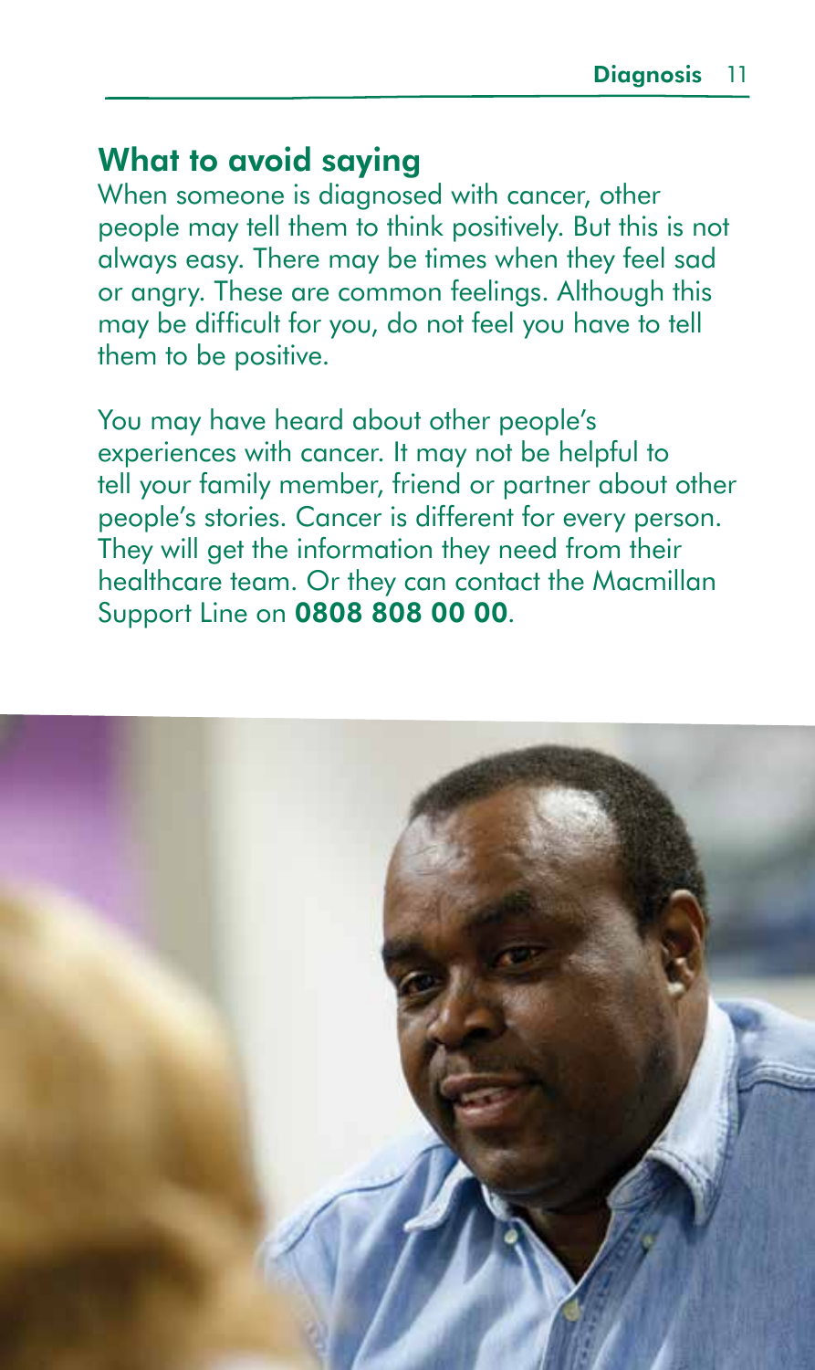## What to avoid saying

When someone is diagnosed with cancer, other people may tell them to think positively. But this is not always easy. There may be times when they feel sad or angry. These are common feelings. Although this may be difficult for you, do not feel you have to tell them to be positive.

You may have heard about other people's experiences with cancer. It may not be helpful to tell your family member, friend or partner about other people's stories. Cancer is different for every person. They will get the information they need from their healthcare team. Or they can contact the Macmillan Support Line on **0808 808 00 00**.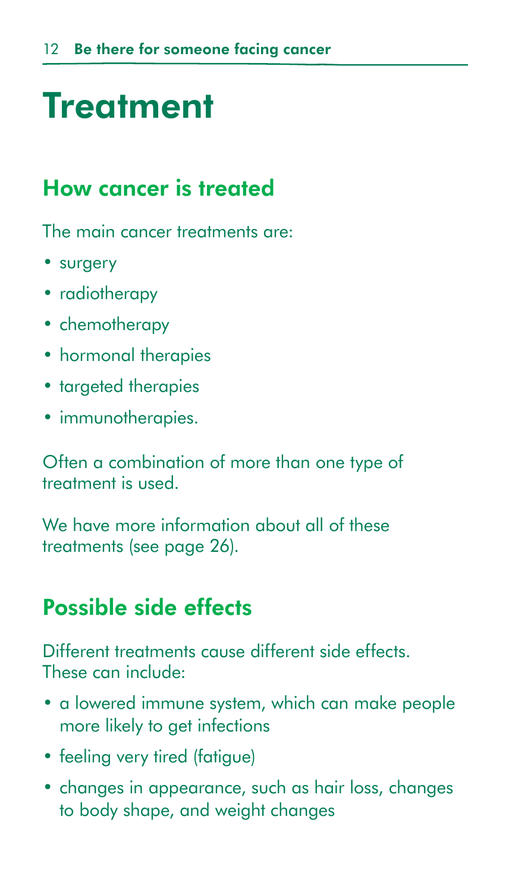# Treatment

## How cancer is treated

The main cancer treatments are:

- surgery
- radiotherapy
- chemotherapy
- hormonal therapies
- targeted therapies
- immunotherapies.

Often a combination of more than one type of treatment is used.

We have more information about all of these treatments (see page 26).

## Possible side effects

Different treatments cause different side effects. These can include:

- a lowered immune system, which can make people more likely to get infections
- feeling very tired (fatigue)
- changes in appearance, such as hair loss, changes to body shape, and weight changes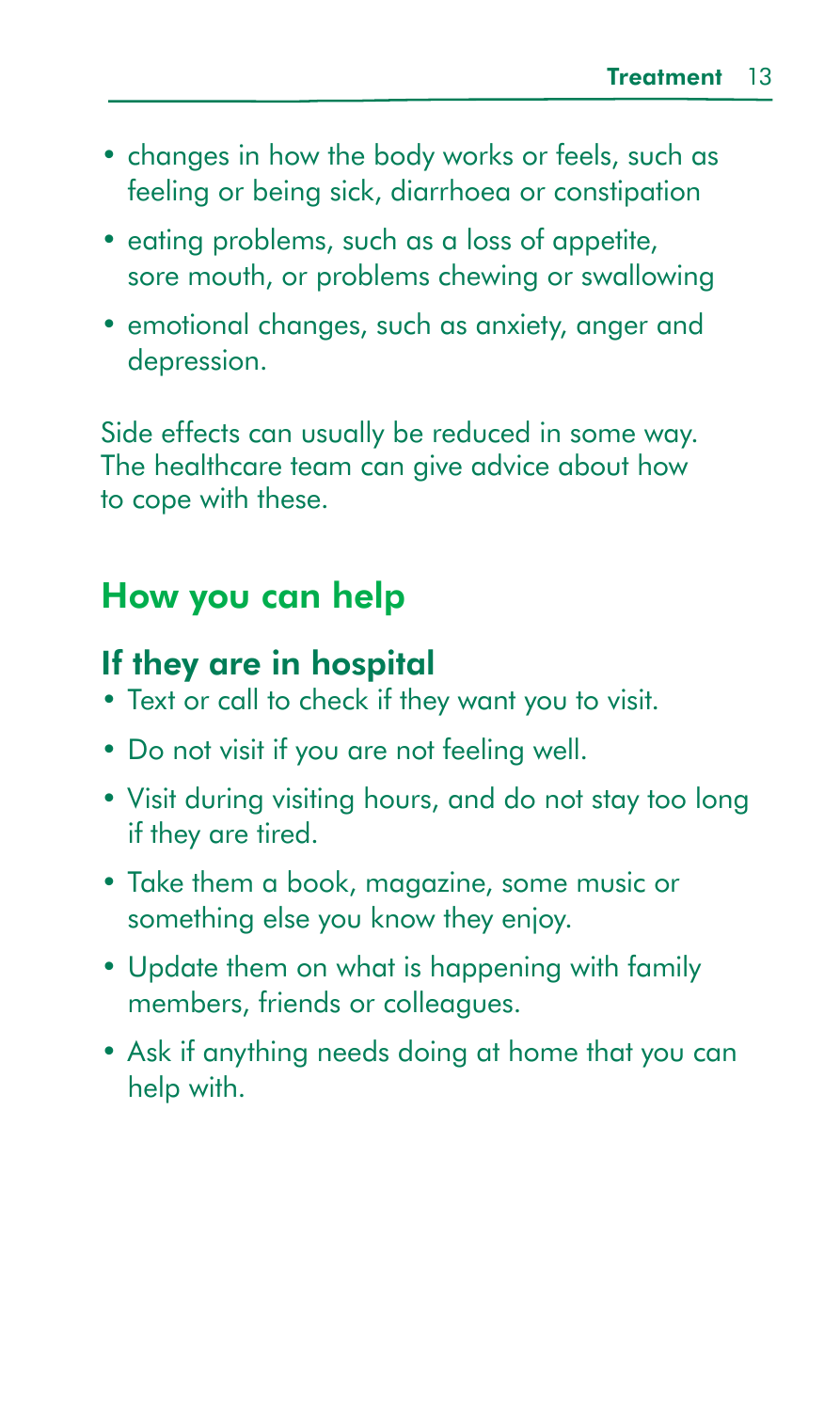- changes in how the body works or feels, such as feeling or being sick, diarrhoea or constipation
- eating problems, such as a loss of appetite, sore mouth, or problems chewing or swallowing
- emotional changes, such as anxiety, anger and depression.

Side effects can usually be reduced in some way. The healthcare team can give advice about how to cope with these.

## How you can help

### If they are in hospital

- Text or call to check if they want you to visit.
- Do not visit if you are not feeling well.
- Visit during visiting hours, and do not stay too long if they are tired.
- Take them a book, magazine, some music or something else you know they enjoy.
- Update them on what is happening with family members, friends or colleagues.
- Ask if anything needs doing at home that you can help with.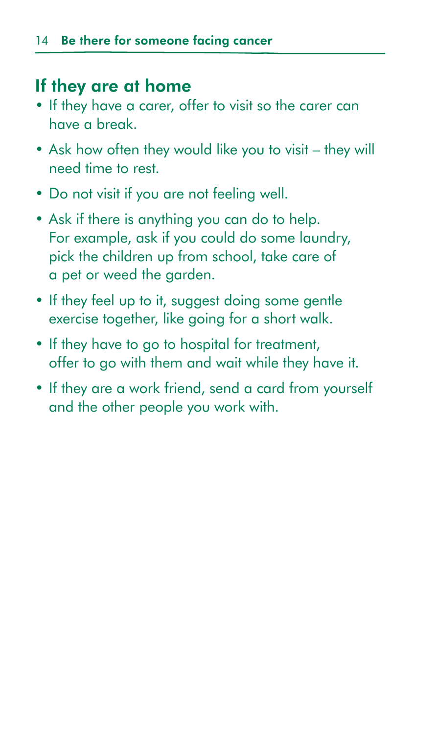## If they are at home

- If they have a carer, offer to visit so the carer can have a break.
- Ask how often they would like you to visit – they will need time to rest.
- Do not visit if you are not feeling well.
- Ask if there is anything you can do to help. For example, ask if you could do some laundry, pick the children up from school, take care of a pet or weed the garden.
- If they feel up to it, suggest doing some gentle exercise together, like going for a short walk.
- If they have to go to hospital for treatment, offer to go with them and wait while they have it.
- If they are a work friend, send a card from yourself and the other people you work with.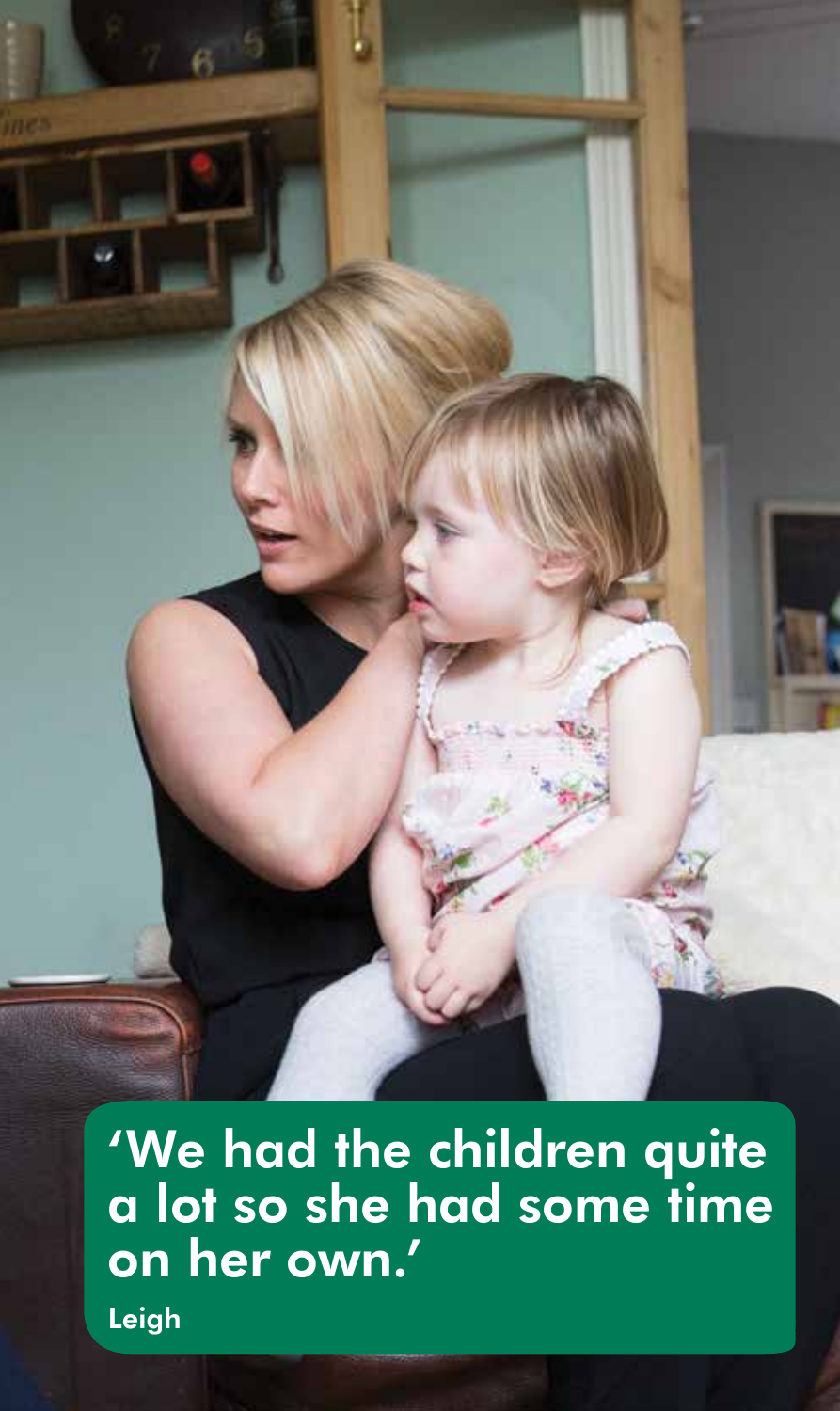'We had the children quite a lot so she had some time on her own.'

Leigh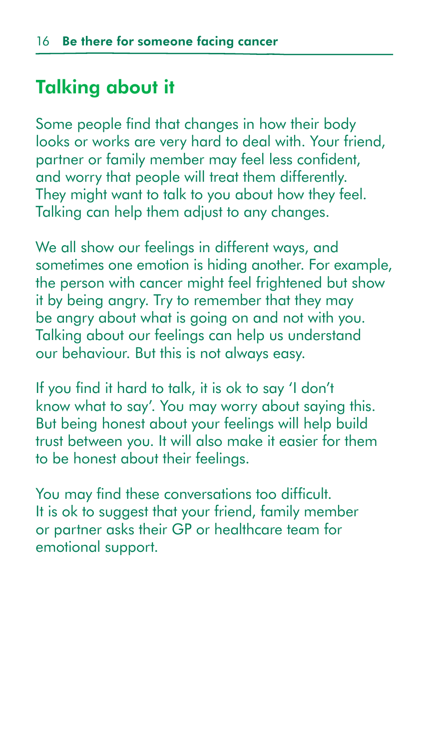## Talking about it

Some people find that changes in how their body looks or works are very hard to deal with. Your friend, partner or family member may feel less confident, and worry that people will treat them differently. They might want to talk to you about how they feel. Talking can help them adjust to any changes.

We all show our feelings in different ways, and sometimes one emotion is hiding another. For example, the person with cancer might feel frightened but show it by being angry. Try to remember that they may be angry about what is going on and not with you. Talking about our feelings can help us understand our behaviour. But this is not always easy.

If you find it hard to talk, it is ok to say 'I don't know what to say'. You may worry about saying this. But being honest about your feelings will help build trust between you. It will also make it easier for them to be honest about their feelings.

You may find these conversations too difficult. It is ok to suggest that your friend, family member or partner asks their GP or healthcare team for emotional support.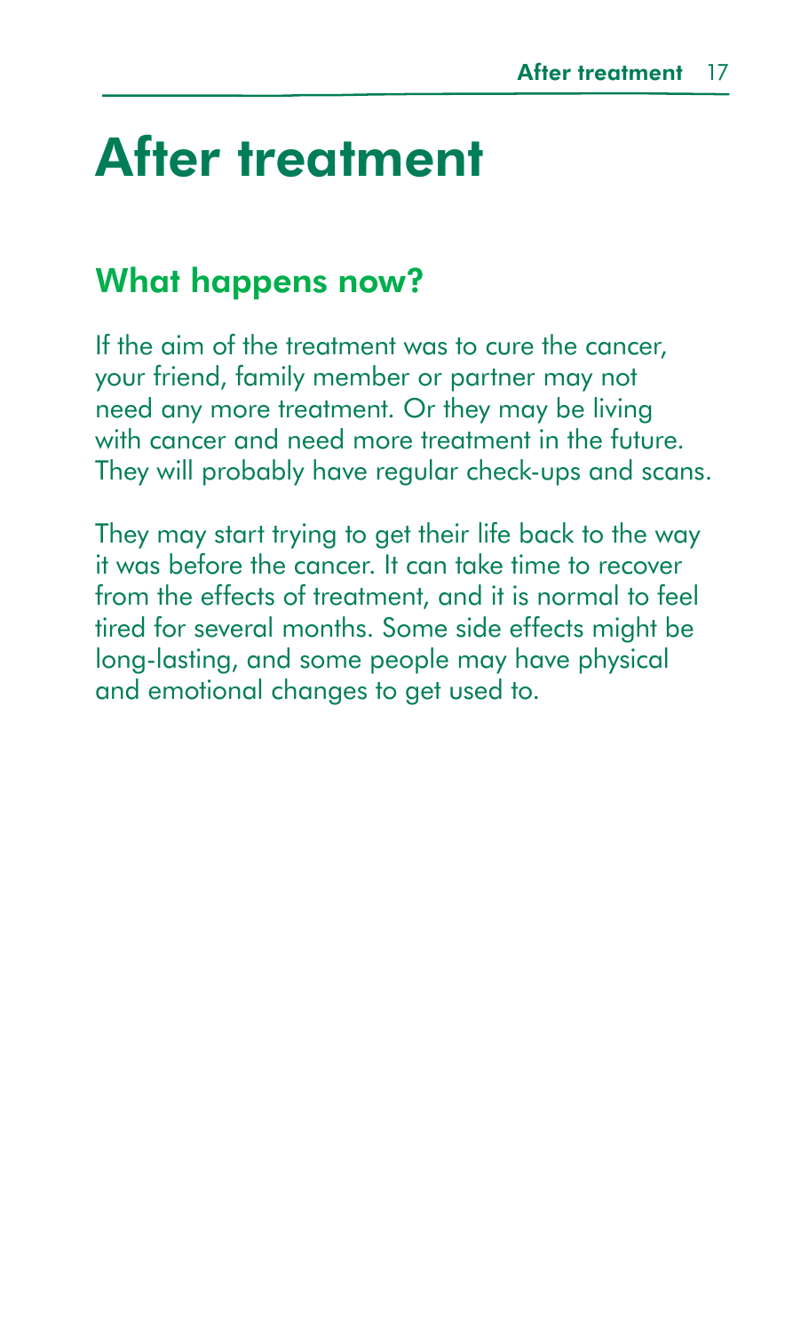# After treatment

## What happens now?

If the aim of the treatment was to cure the cancer, your friend, family member or partner may not need any more treatment. Or they may be living with cancer and need more treatment in the future. They will probably have regular check-ups and scans.

They may start trying to get their life back to the way it was before the cancer. It can take time to recover from the effects of treatment, and it is normal to feel tired for several months. Some side effects might be long-lasting, and some people may have physical and emotional changes to get used to.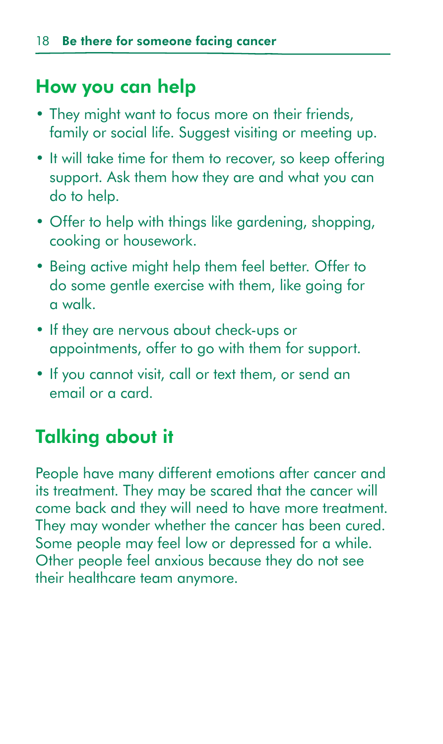## How you can help

- They might want to focus more on their friends, family or social life. Suggest visiting or meeting up.
- It will take time for them to recover, so keep offering support. Ask them how they are and what you can do to help.
- Offer to help with things like gardening, shopping, cooking or housework.
- Being active might help them feel better. Offer to do some gentle exercise with them, like going for a walk.
- If they are nervous about check-ups or appointments, offer to go with them for support.
- If you cannot visit, call or text them, or send an email or a card.

## Talking about it

People have many different emotions after cancer and its treatment. They may be scared that the cancer will come back and they will need to have more treatment. They may wonder whether the cancer has been cured. Some people may feel low or depressed for a while. Other people feel anxious because they do not see their healthcare team anymore.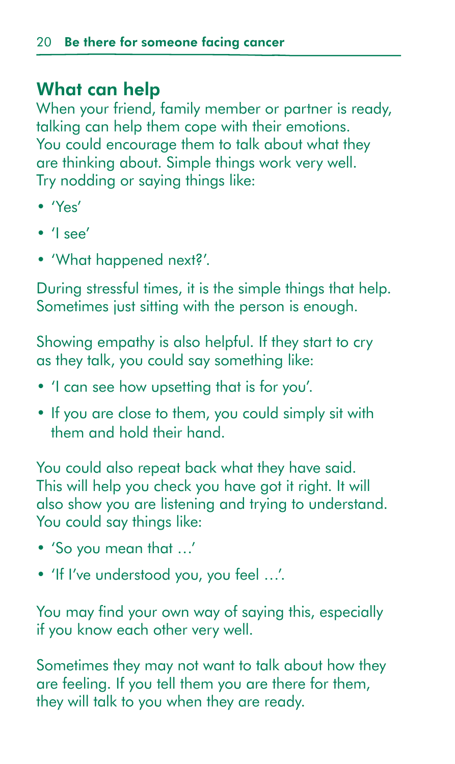## What can help

When your friend, family member or partner is ready, talking can help them cope with their emotions. You could encourage them to talk about what they are thinking about. Simple things work very well. Try nodding or saying things like:

- 'Yes'
- 'I see'
- 'What happened next?'.

During stressful times, it is the simple things that help. Sometimes just sitting with the person is enough.

Showing empathy is also helpful. If they start to cry as they talk, you could say something like:

- 'I can see how upsetting that is for you'.
- If you are close to them, you could simply sit with them and hold their hand.

You could also repeat back what they have said. This will help you check you have got it right. It will also show you are listening and trying to understand. You could say things like:

- 'So you mean that …'
- 'If I've understood you, you feel …'.

You may find your own way of saying this, especially if you know each other very well.

Sometimes they may not want to talk about how they are feeling. If you tell them you are there for them, they will talk to you when they are ready.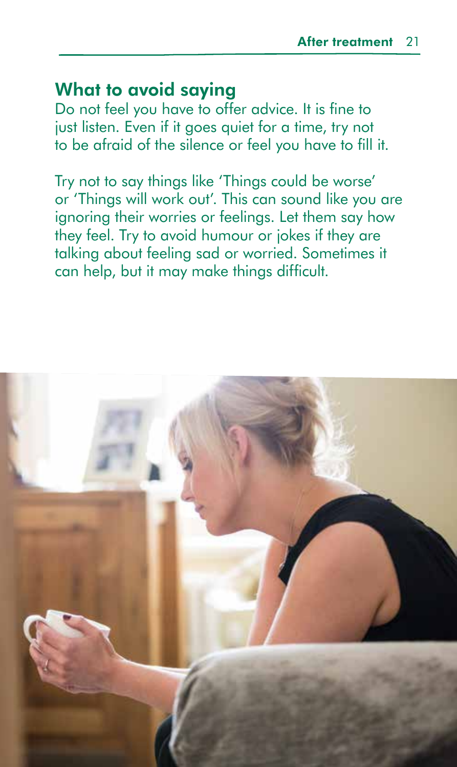## What to avoid saying

Do not feel you have to offer advice. It is fine to just listen. Even if it goes quiet for a time, try not to be afraid of the silence or feel you have to fill it.

Try not to say things like 'Things could be worse' or 'Things will work out'. This can sound like you are ignoring their worries or feelings. Let them say how they feel. Try to avoid humour or jokes if they are talking about feeling sad or worried. Sometimes it can help, but it may make things difficult.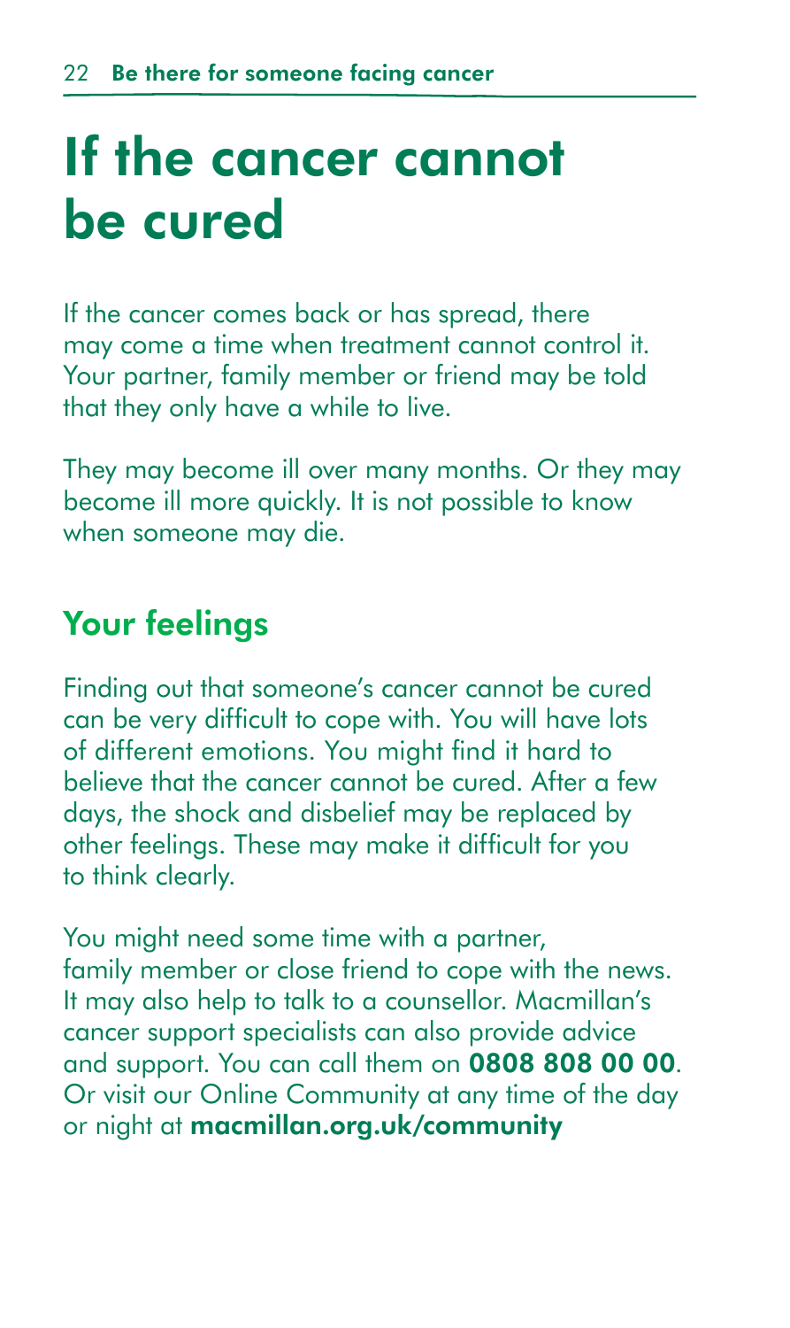# If the cancer cannot be cured

If the cancer comes back or has spread, there may come a time when treatment cannot control it. Your partner, family member or friend may be told that they only have a while to live.

They may become ill over many months. Or they may become ill more quickly. It is not possible to know when someone may die.

## Your feelings

Finding out that someone's cancer cannot be cured can be very difficult to cope with. You will have lots of different emotions. You might find it hard to believe that the cancer cannot be cured. After a few days, the shock and disbelief may be replaced by other feelings. These may make it difficult for you to think clearly.

You might need some time with a partner, family member or close friend to cope with the news. It may also help to talk to a counsellor. Macmillan's cancer support specialists can also provide advice and support. You can call them on **0808 808 00 00**. Or visit our Online Community at any time of the day or night at **macmillan.org.uk/community**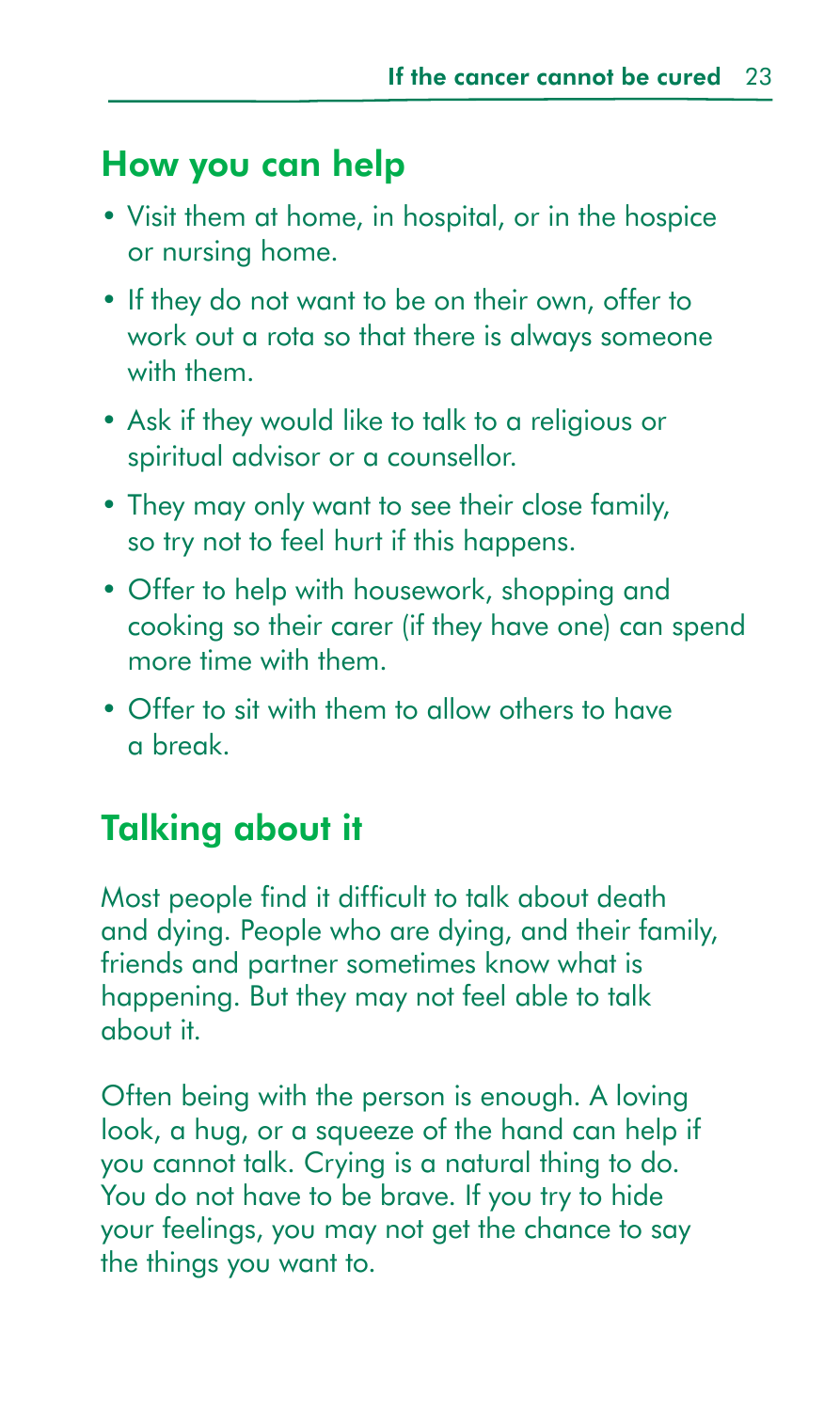## How you can help

- Visit them at home, in hospital, or in the hospice or nursing home.
- If they do not want to be on their own, offer to work out a rota so that there is always someone with them.
- Ask if they would like to talk to a religious or spiritual advisor or a counsellor.
- They may only want to see their close family, so try not to feel hurt if this happens.
- Offer to help with housework, shopping and cooking so their carer (if they have one) can spend more time with them.
- Offer to sit with them to allow others to have a break.

## Talking about it

Most people find it difficult to talk about death and dying. People who are dying, and their family, friends and partner sometimes know what is happening. But they may not feel able to talk about it.

Often being with the person is enough. A loving look, a hug, or a squeeze of the hand can help if you cannot talk. Crying is a natural thing to do. You do not have to be brave. If you try to hide your feelings, you may not get the chance to say the things you want to.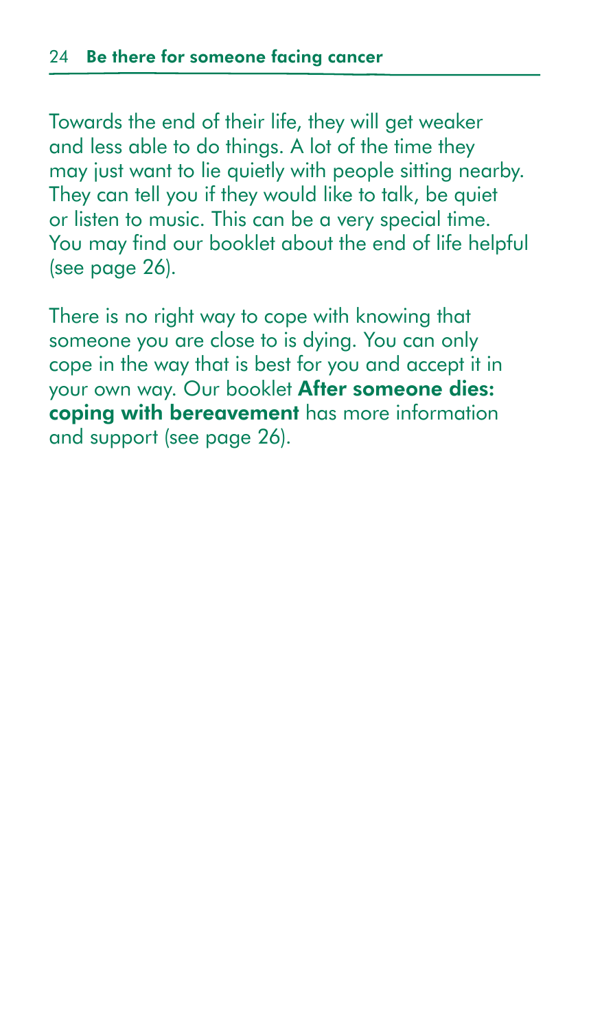Towards the end of their life, they will get weaker and less able to do things. A lot of the time they may just want to lie quietly with people sitting nearby. They can tell you if they would like to talk, be quiet or listen to music. This can be a very special time. You may find our booklet about the end of life helpful (see page 26).

There is no right way to cope with knowing that someone you are close to is dying. You can only cope in the way that is best for you and accept it in your own way. Our booklet **After someone dies: coping with bereavement** has more information and support (see page 26).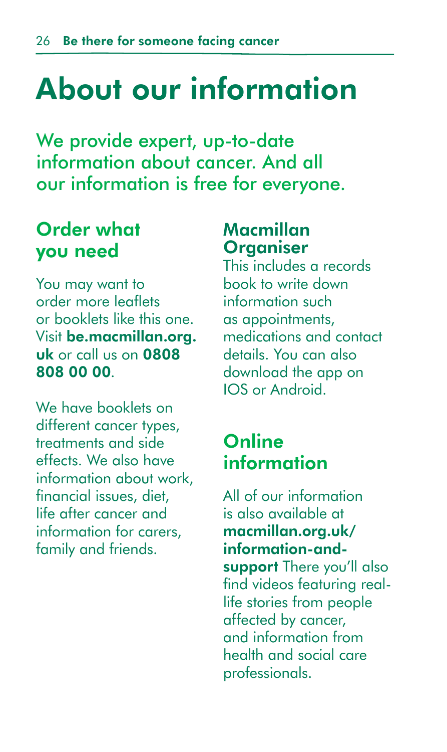# About our information

We provide expert, up-to-date information about cancer. And all our information is free for everyone.

## Order what you need

You may want to order more leaflets or booklets like this one. Visit **be.macmillan.org.uk** or call us on **0808 808 00 00**.

We have booklets on different cancer types, treatments and side effects. We also have information about work, financial issues, diet, life after cancer and information for carers, family and friends.

### Macmillan Organiser

This includes a records book to write down information such as appointments, medications and contact details. You can also download the app on IOS or Android.

## Online information

All of our information is also available at **macmillan.org.uk/information-and-support** There you'll also find videos featuring real-life stories from people affected by cancer, and information from health and social care professionals.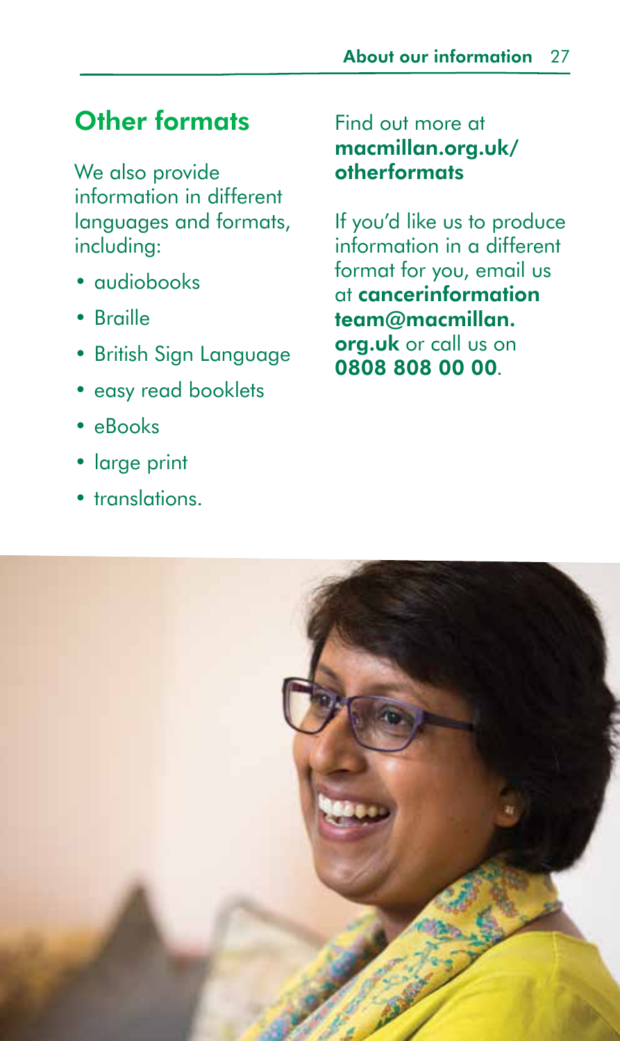## Other formats

We also provide information in different languages and formats, including:

- audiobooks
- Braille
- British Sign Language
- easy read booklets
- eBooks
- large print
- translations.

Find out more at **macmillan.org.uk/otherformats**

If you'd like us to produce information in a different format for you, email us at **cancerinformationteam@macmillan.org.uk** or call us on **0808 808 00 00**.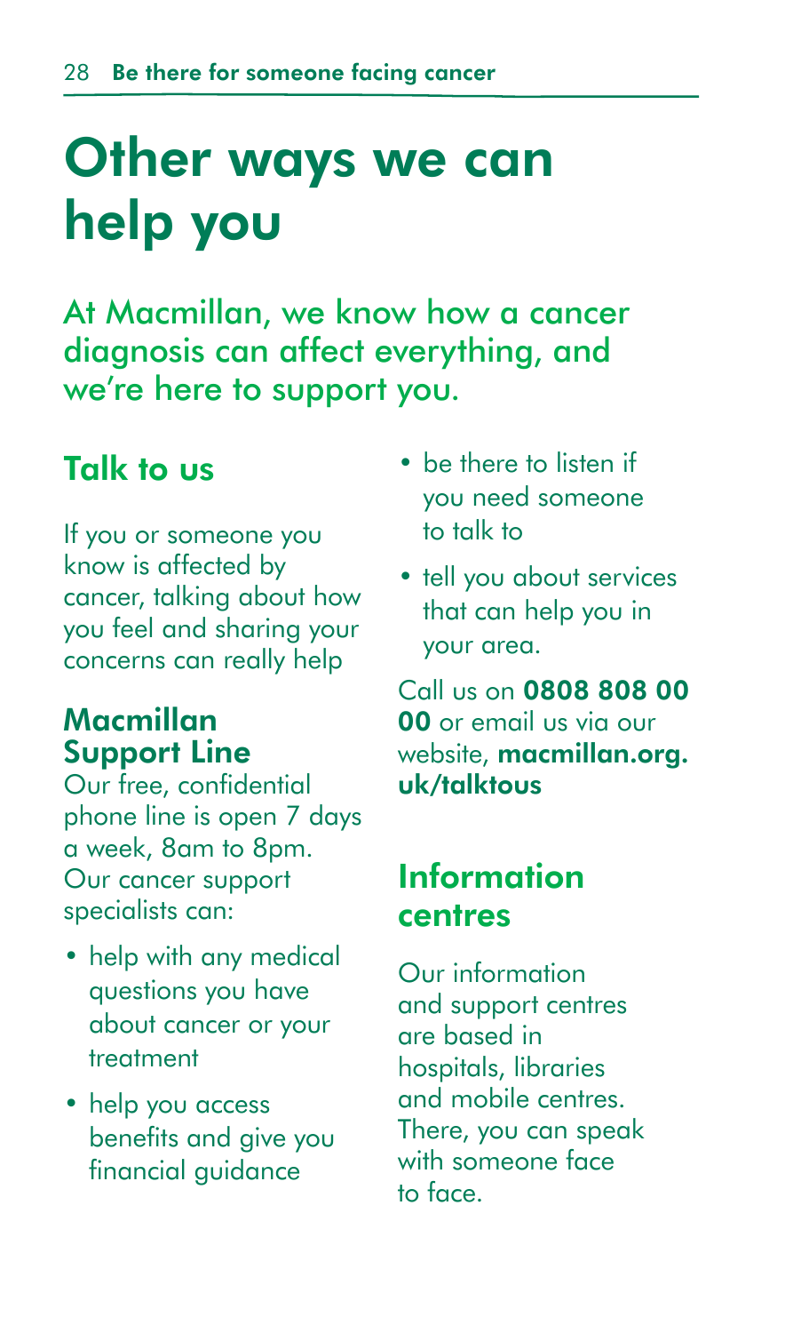# Other ways we can help you

At Macmillan, we know how a cancer diagnosis can affect everything, and we're here to support you.

## Talk to us

If you or someone you know is affected by cancer, talking about how you feel and sharing your concerns can really help

### Macmillan Support Line

Our free, confidential phone line is open 7 days a week, 8am to 8pm. Our cancer support specialists can:

- help with any medical questions you have about cancer or your treatment
- help you access benefits and give you financial guidance
- be there to listen if you need someone to talk to
- tell you about services that can help you in your area.

Call us on **0808 808 00 00** or email us via our website, **macmillan.org.uk/talktous**

## Information centres

Our information and support centres are based in hospitals, libraries and mobile centres. There, you can speak with someone face to face.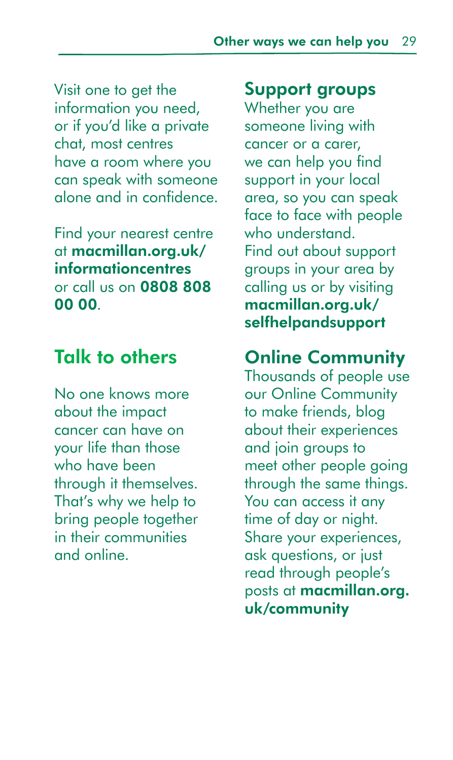Visit one to get the information you need, or if you'd like a private chat, most centres have a room where you can speak with someone alone and in confidence.

Find your nearest centre at **macmillan.org.uk/informationcentres** or call us on **0808 808 00 00**.

## Talk to others

No one knows more about the impact cancer can have on your life than those who have been through it themselves. That's why we help to bring people together in their communities and online.

### Support groups

Whether you are someone living with cancer or a carer, we can help you find support in your local area, so you can speak face to face with people who understand. Find out about support groups in your area by calling us or by visiting **macmillan.org.uk/selfhelpandsupport**

### Online Community

Thousands of people use our Online Community to make friends, blog about their experiences and join groups to meet other people going through the same things. You can access it any time of day or night. Share your experiences, ask questions, or just read through people's posts at **macmillan.org.uk/community**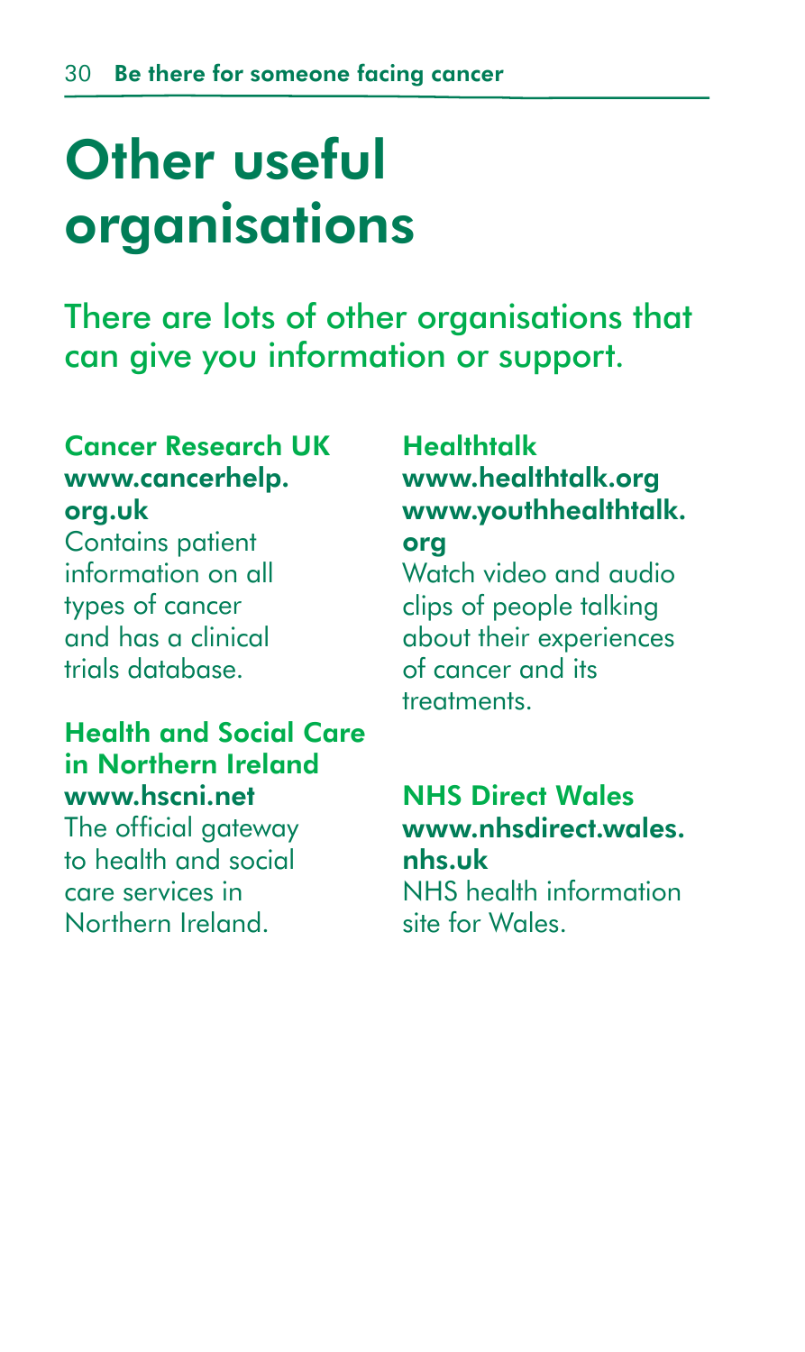# Other useful organisations

## There are lots of other organisations that can give you information or support.

### Cancer Research UK
**www.cancerhelp.org.uk**

Contains patient information on all types of cancer and has a clinical trials database.

### Health and Social Care in Northern Ireland
**www.hscni.net**

The official gateway to health and social care services in Northern Ireland.

### Healthtalk
**www.healthtalk.org**
**www.youthhealthtalk.org**

Watch video and audio clips of people talking about their experiences of cancer and its treatments.

### NHS Direct Wales
**www.nhsdirect.wales.nhs.uk**

NHS health information site for Wales.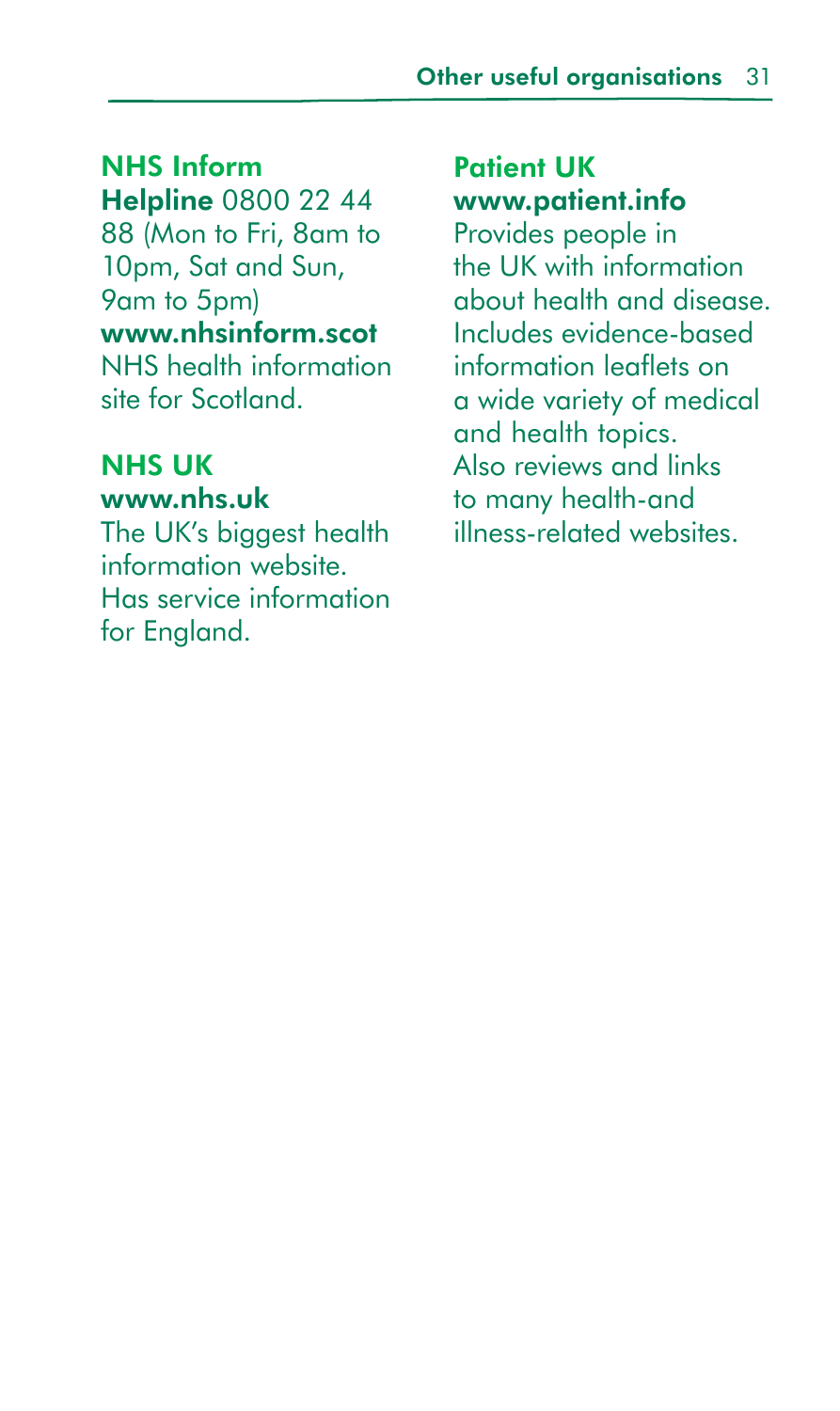## NHS Inform

**Helpline** 0800 22 44 88 (Mon to Fri, 8am to 10pm, Sat and Sun, 9am to 5pm)
**www.nhsinform.scot**
NHS health information site for Scotland.

## NHS UK

**www.nhs.uk**
The UK's biggest health information website. Has service information for England.

## Patient UK

**www.patient.info**
Provides people in the UK with information about health and disease. Includes evidence-based information leaflets on a wide variety of medical and health topics. Also reviews and links to many health-and illness-related websites.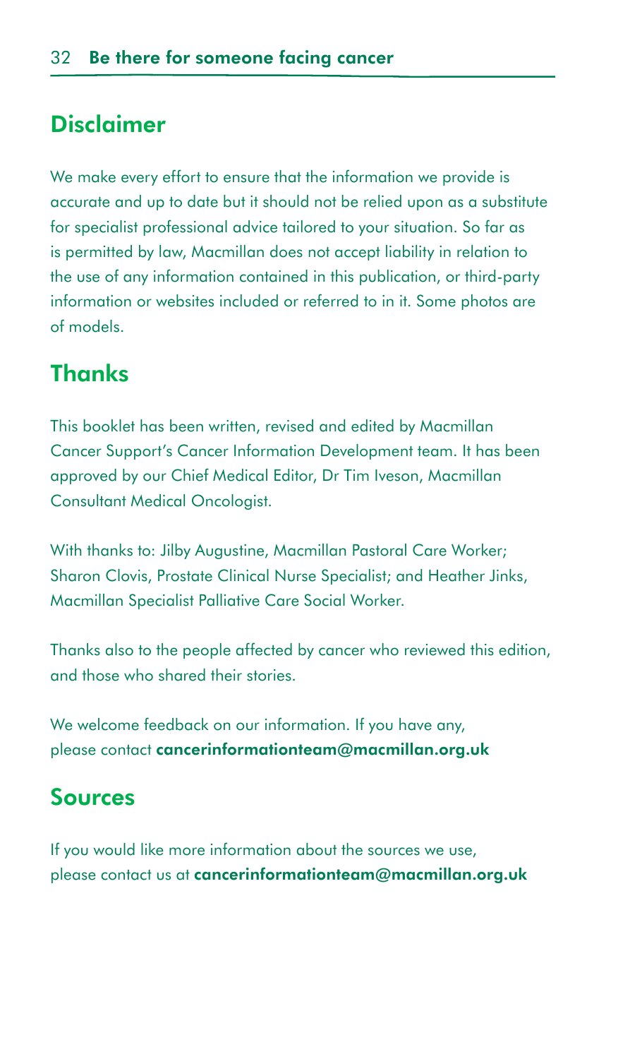## Disclaimer

We make every effort to ensure that the information we provide is accurate and up to date but it should not be relied upon as a substitute for specialist professional advice tailored to your situation. So far as is permitted by law, Macmillan does not accept liability in relation to the use of any information contained in this publication, or third-party information or websites included or referred to in it. Some photos are of models.

## Thanks

This booklet has been written, revised and edited by Macmillan Cancer Support's Cancer Information Development team. It has been approved by our Chief Medical Editor, Dr Tim Iveson, Macmillan Consultant Medical Oncologist.

With thanks to: Jilby Augustine, Macmillan Pastoral Care Worker; Sharon Clovis, Prostate Clinical Nurse Specialist; and Heather Jinks, Macmillan Specialist Palliative Care Social Worker.

Thanks also to the people affected by cancer who reviewed this edition, and those who shared their stories.

We welcome feedback on our information. If you have any, please contact **cancerinformationteam@macmillan.org.uk**

## Sources

If you would like more information about the sources we use, please contact us at **cancerinformationteam@macmillan.org.uk**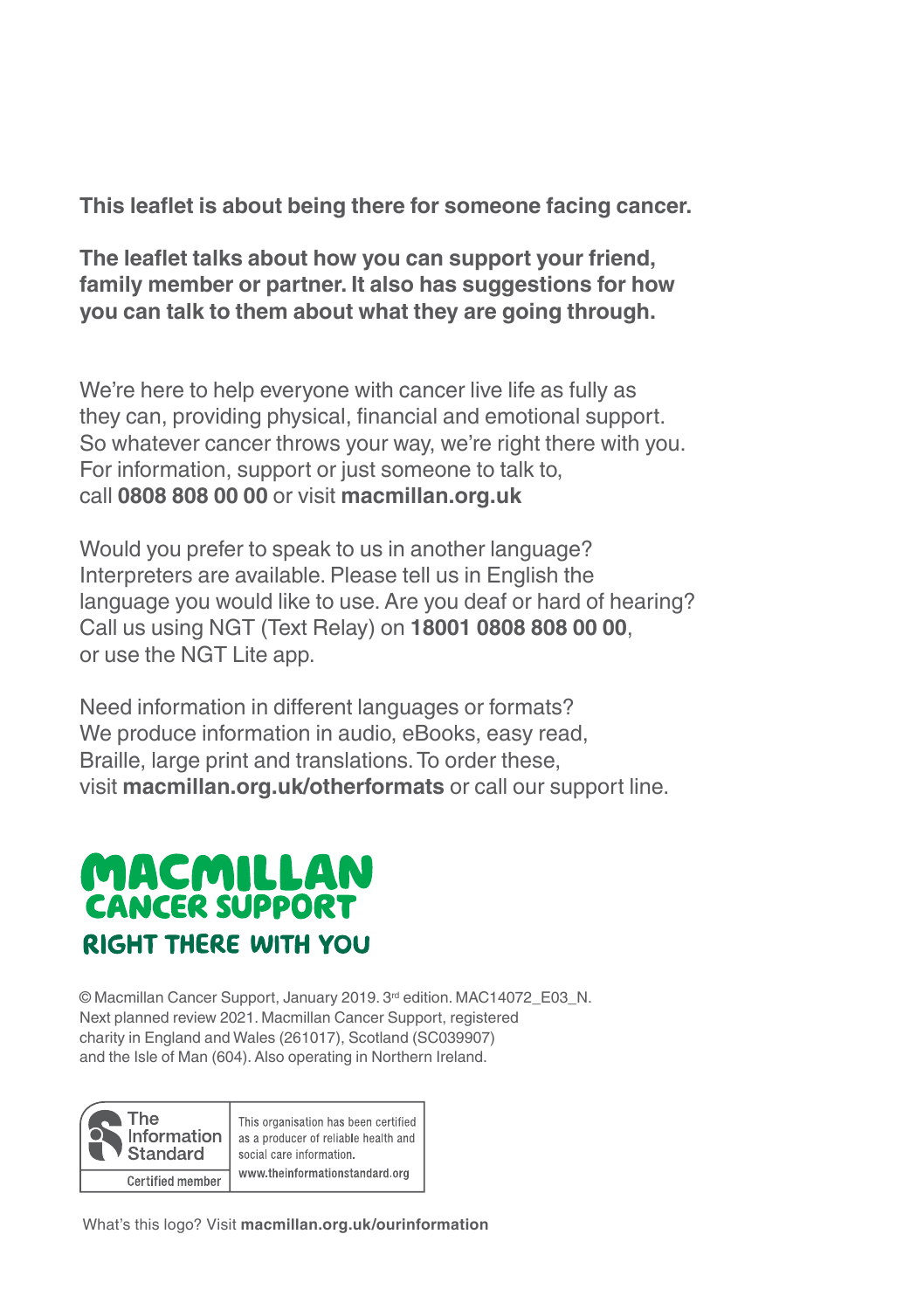**This leaflet is about being there for someone facing cancer.**

**The leaflet talks about how you can support your friend, family member or partner. It also has suggestions for how you can talk to them about what they are going through.**

We're here to help everyone with cancer live life as fully as they can, providing physical, financial and emotional support. So whatever cancer throws your way, we're right there with you. For information, support or just someone to talk to, call **0808 808 00 00** or visit **macmillan.org.uk**

Would you prefer to speak to us in another language? Interpreters are available. Please tell us in English the language you would like to use. Are you deaf or hard of hearing? Call us using NGT (Text Relay) on **18001 0808 808 00 00**, or use the NGT Lite app.

Need information in different languages or formats? We produce information in audio, eBooks, easy read, Braille, large print and translations. To order these, visit **macmillan.org.uk/otherformats** or call our support line.

MACMILLAN CANCER SUPPORT

RIGHT THERE WITH YOU

© Macmillan Cancer Support, January 2019. 3rd edition. MAC14072_E03_N. Next planned review 2021. Macmillan Cancer Support, registered charity in England and Wales (261017), Scotland (SC039907) and the Isle of Man (604). Also operating in Northern Ireland.

The Information Standard

Certified member

This organisation has been certified as a producer of reliable health and social care information.

www.theinformationstandard.org

What's this logo? Visit **macmillan.org.uk/ourinformation**